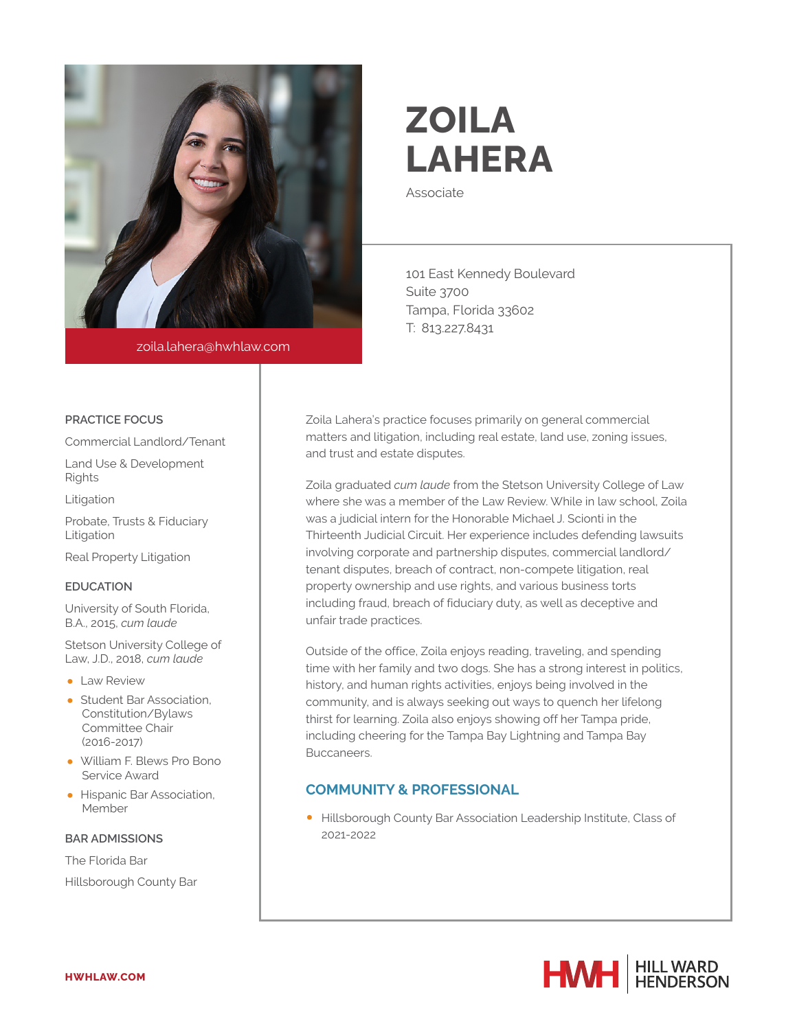# ZOILA LAHERA

Associate

zoila.lahera@hwhlaw.com

101 East Kennedy Boulevard
Suite 3700
Tampa, Florida 33602
T: 813.227.8431

## PRACTICE FOCUS

Commercial Landlord/Tenant

Land Use & Development Rights

Litigation

Probate, Trusts & Fiduciary Litigation

Real Property Litigation

## EDUCATION

University of South Florida, B.A., 2015, *cum laude*

Stetson University College of Law, J.D., 2018, *cum laude*

- Law Review
- Student Bar Association, Constitution/Bylaws Committee Chair (2016-2017)
- William F. Blews Pro Bono Service Award
- Hispanic Bar Association, Member

## BAR ADMISSIONS

The Florida Bar

Hillsborough County Bar

Zoila Lahera's practice focuses primarily on general commercial matters and litigation, including real estate, land use, zoning issues, and trust and estate disputes.

Zoila graduated *cum laude* from the Stetson University College of Law where she was a member of the Law Review. While in law school, Zoila was a judicial intern for the Honorable Michael J. Scionti in the Thirteenth Judicial Circuit. Her experience includes defending lawsuits involving corporate and partnership disputes, commercial landlord/tenant disputes, breach of contract, non-compete litigation, real property ownership and use rights, and various business torts including fraud, breach of fiduciary duty, as well as deceptive and unfair trade practices.

Outside of the office, Zoila enjoys reading, traveling, and spending time with her family and two dogs. She has a strong interest in politics, history, and human rights activities, enjoys being involved in the community, and is always seeking out ways to quench her lifelong thirst for learning. Zoila also enjoys showing off her Tampa pride, including cheering for the Tampa Bay Lightning and Tampa Bay Buccaneers.

## COMMUNITY & PROFESSIONAL

- Hillsborough County Bar Association Leadership Institute, Class of 2021-2022

HWHLAW.COM

HWH | HILL WARD HENDERSON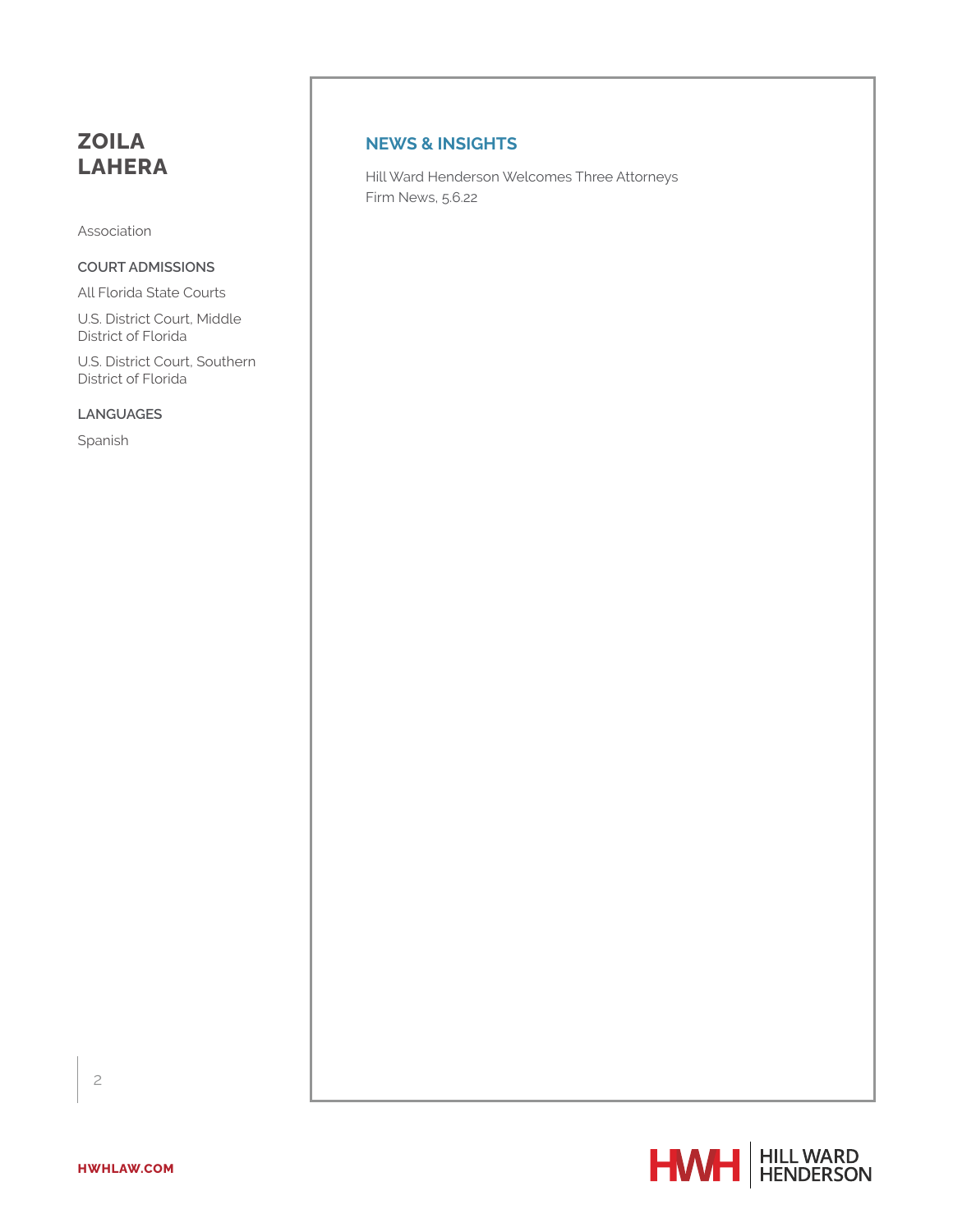## ZOILA LAHERA

Association

### COURT ADMISSIONS

All Florida State Courts

U.S. District Court, Middle District of Florida

U.S. District Court, Southern District of Florida

### LANGUAGES

Spanish

## NEWS & INSIGHTS

Hill Ward Henderson Welcomes Three Attorneys
Firm News, 5.6.22